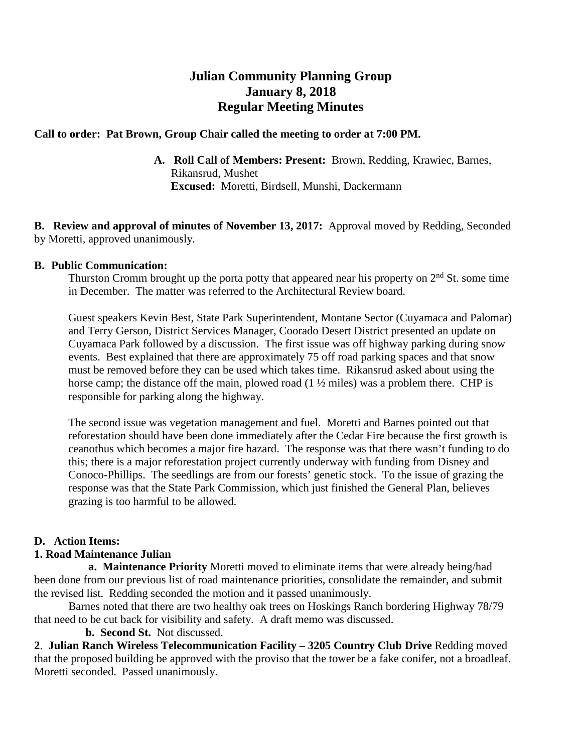# Julian Community Planning Group
## January 8, 2018
## Regular Meeting Minutes

**Call to order: Pat Brown, Group Chair called the meeting to order at 7:00 PM.**

**A. Roll Call of Members: Present:** Brown, Redding, Krawiec, Barnes, Rikansrud, Mushet
**Excused:** Moretti, Birdsell, Munshi, Dackermann

**B. Review and approval of minutes of November 13, 2017:** Approval moved by Redding, Seconded by Moretti, approved unanimously.

**B. Public Communication:**

Thurston Cromm brought up the porta potty that appeared near his property on 2nd St. some time in December. The matter was referred to the Architectural Review board.

Guest speakers Kevin Best, State Park Superintendent, Montane Sector (Cuyamaca and Palomar) and Terry Gerson, District Services Manager, Coorado Desert District presented an update on Cuyamaca Park followed by a discussion. The first issue was off highway parking during snow events. Best explained that there are approximately 75 off road parking spaces and that snow must be removed before they can be used which takes time. Rikansrud asked about using the horse camp; the distance off the main, plowed road (1 ½ miles) was a problem there. CHP is responsible for parking along the highway.

The second issue was vegetation management and fuel. Moretti and Barnes pointed out that reforestation should have been done immediately after the Cedar Fire because the first growth is ceanothus which becomes a major fire hazard. The response was that there wasn't funding to do this; there is a major reforestation project currently underway with funding from Disney and Conoco-Phillips. The seedlings are from our forests' genetic stock. To the issue of grazing the response was that the State Park Commission, which just finished the General Plan, believes grazing is too harmful to be allowed.

**D. Action Items:**

**1. Road Maintenance Julian**

**a. Maintenance Priority** Moretti moved to eliminate items that were already being/had been done from our previous list of road maintenance priorities, consolidate the remainder, and submit the revised list. Redding seconded the motion and it passed unanimously.

Barnes noted that there are two healthy oak trees on Hoskings Ranch bordering Highway 78/79 that need to be cut back for visibility and safety. A draft memo was discussed.

**b. Second St.** Not discussed.

**2**. **Julian Ranch Wireless Telecommunication Facility – 3205 Country Club Drive** Redding moved that the proposed building be approved with the proviso that the tower be a fake conifer, not a broadleaf. Moretti seconded. Passed unanimously.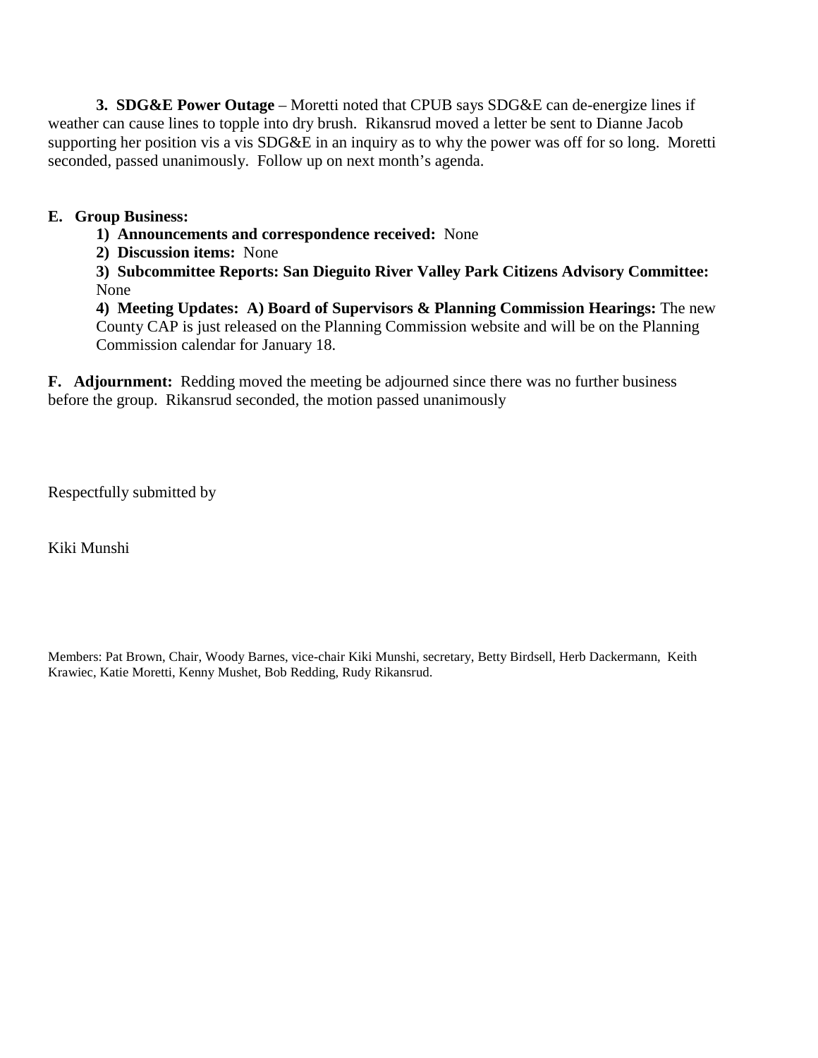**3. SDG&E Power Outage** – Moretti noted that CPUB says SDG&E can de-energize lines if weather can cause lines to topple into dry brush. Rikansrud moved a letter be sent to Dianne Jacob supporting her position vis a vis SDG&E in an inquiry as to why the power was off for so long. Moretti seconded, passed unanimously. Follow up on next month's agenda.

**E. Group Business:**

**1) Announcements and correspondence received:** None

**2) Discussion items:** None

**3) Subcommittee Reports: San Dieguito River Valley Park Citizens Advisory Committee:** None

**4) Meeting Updates: A) Board of Supervisors & Planning Commission Hearings:** The new County CAP is just released on the Planning Commission website and will be on the Planning Commission calendar for January 18.

**F. Adjournment:** Redding moved the meeting be adjourned since there was no further business before the group. Rikansrud seconded, the motion passed unanimously

Respectfully submitted by

Kiki Munshi

Members: Pat Brown, Chair, Woody Barnes, vice-chair Kiki Munshi, secretary, Betty Birdsell, Herb Dackermann, Keith Krawiec, Katie Moretti, Kenny Mushet, Bob Redding, Rudy Rikansrud.